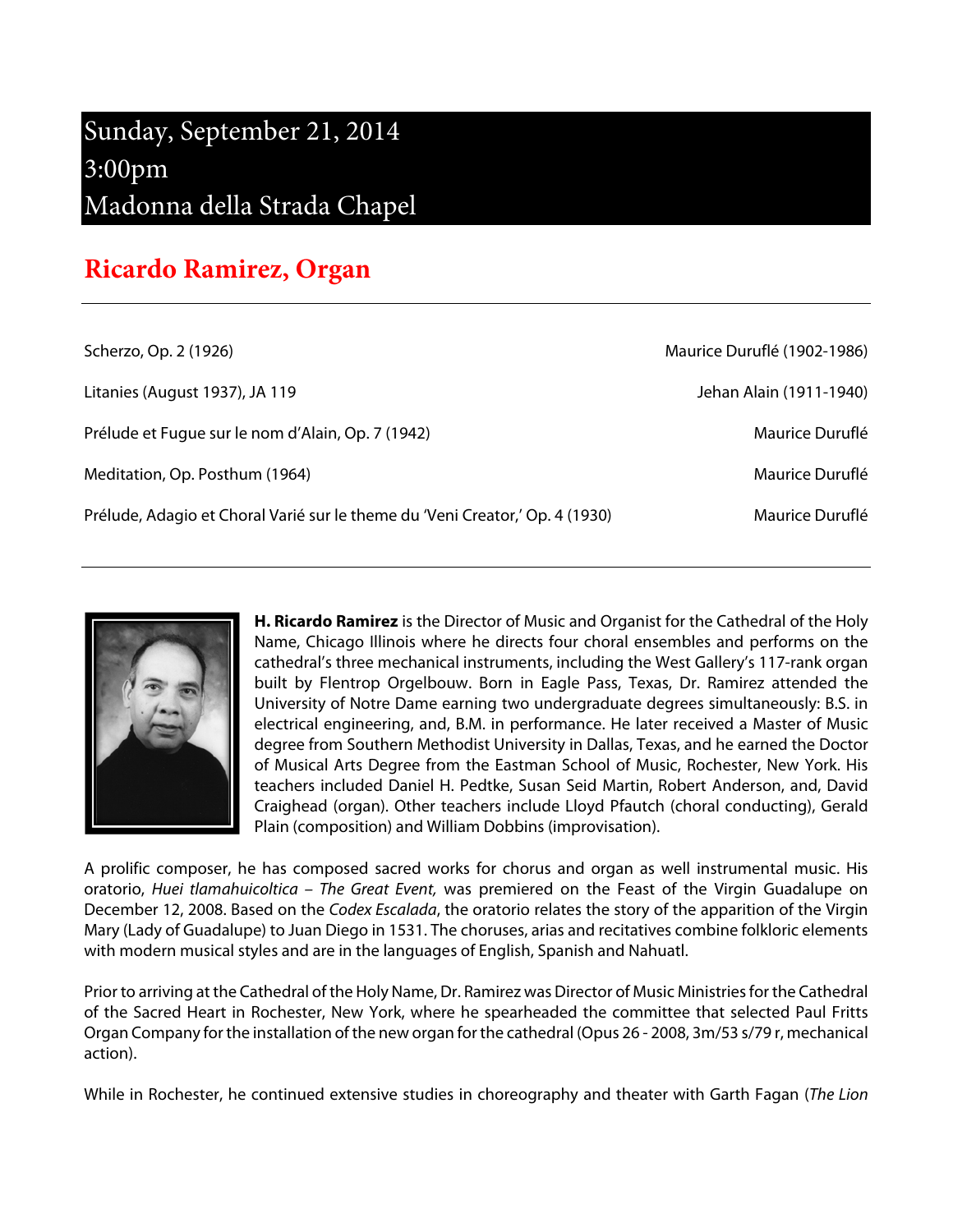# Sunday, September 21, 2014
# 3:00pm
# Madonna della Strada Chapel

## Ricardo Ramirez, Organ

---

| | |
|---|---|
| Scherzo, Op. 2 (1926) | Maurice Duruflé (1902-1986) |
| Litanies (August 1937), JA 119 | Jehan Alain (1911-1940) |
| Prélude et Fugue sur le nom d'Alain, Op. 7 (1942) | Maurice Duruflé |
| Meditation, Op. Posthum (1964) | Maurice Duruflé |
| Prélude, Adagio et Choral Varié sur le theme du 'Veni Creator,' Op. 4 (1930) | Maurice Duruflé |

---

**H. Ricardo Ramirez** is the Director of Music and Organist for the Cathedral of the Holy Name, Chicago Illinois where he directs four choral ensembles and performs on the cathedral's three mechanical instruments, including the West Gallery's 117-rank organ built by Flentrop Orgelbouw. Born in Eagle Pass, Texas, Dr. Ramirez attended the University of Notre Dame earning two undergraduate degrees simultaneously: B.S. in electrical engineering, and, B.M. in performance. He later received a Master of Music degree from Southern Methodist University in Dallas, Texas, and he earned the Doctor of Musical Arts Degree from the Eastman School of Music, Rochester, New York. His teachers included Daniel H. Pedtke, Susan Seid Martin, Robert Anderson, and, David Craighead (organ). Other teachers include Lloyd Pfautch (choral conducting), Gerald Plain (composition) and William Dobbins (improvisation).

A prolific composer, he has composed sacred works for chorus and organ as well instrumental music. His oratorio, *Huei tlamahuicoltica – The Great Event,* was premiered on the Feast of the Virgin Guadalupe on December 12, 2008. Based on the *Codex Escalada*, the oratorio relates the story of the apparition of the Virgin Mary (Lady of Guadalupe) to Juan Diego in 1531. The choruses, arias and recitatives combine folkloric elements with modern musical styles and are in the languages of English, Spanish and Nahuatl.

Prior to arriving at the Cathedral of the Holy Name, Dr. Ramirez was Director of Music Ministries for the Cathedral of the Sacred Heart in Rochester, New York, where he spearheaded the committee that selected Paul Fritts Organ Company for the installation of the new organ for the cathedral (Opus 26 - 2008, 3m/53 s/79 r, mechanical action).

While in Rochester, he continued extensive studies in choreography and theater with Garth Fagan (*The Lion*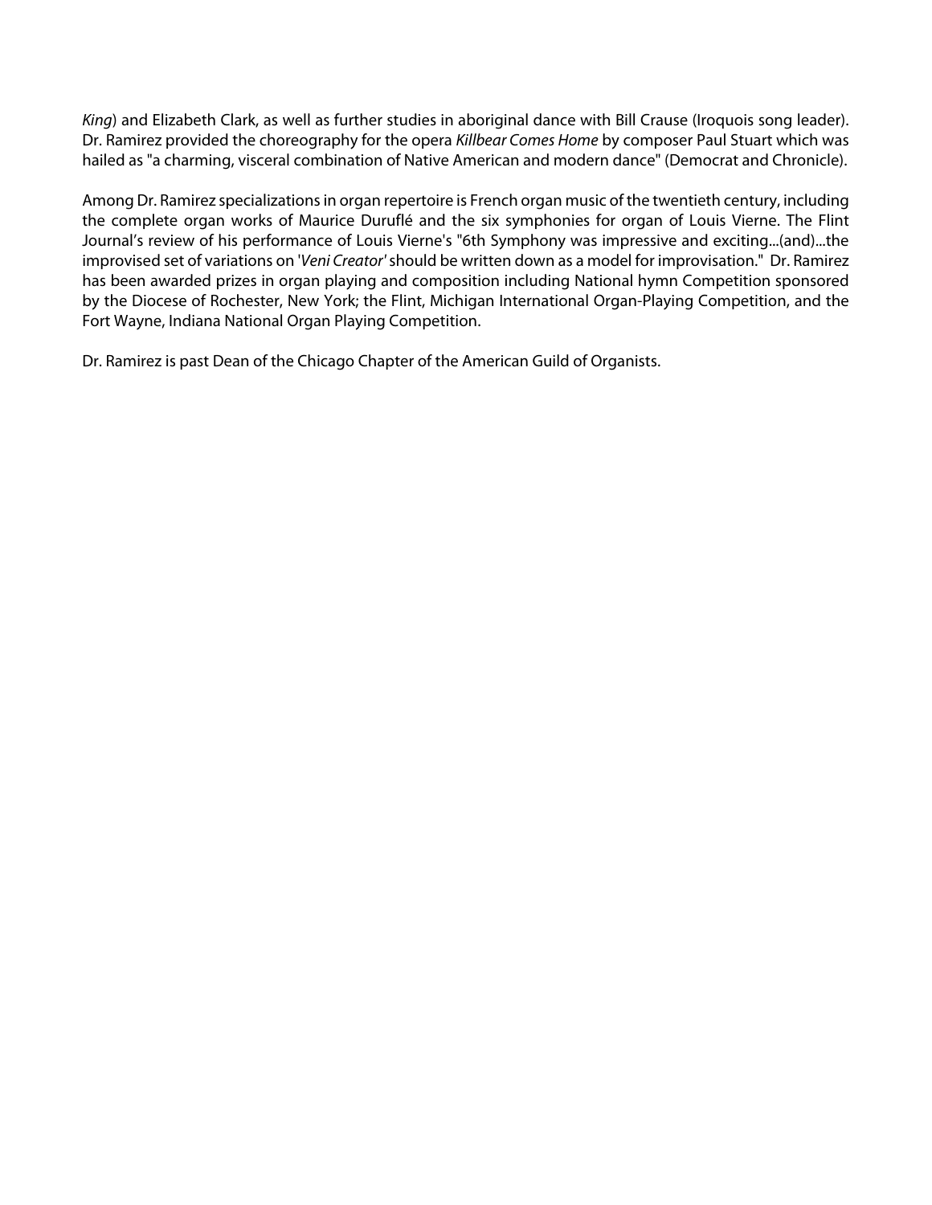*King*) and Elizabeth Clark, as well as further studies in aboriginal dance with Bill Crause (Iroquois song leader). Dr. Ramirez provided the choreography for the opera *Killbear Comes Home* by composer Paul Stuart which was hailed as "a charming, visceral combination of Native American and modern dance" (Democrat and Chronicle).

Among Dr. Ramirez specializations in organ repertoire is French organ music of the twentieth century, including the complete organ works of Maurice Duruflé and the six symphonies for organ of Louis Vierne. The Flint Journal's review of his performance of Louis Vierne's "6th Symphony was impressive and exciting...(and)...the improvised set of variations on '*Veni Creator*' should be written down as a model for improvisation." Dr. Ramirez has been awarded prizes in organ playing and composition including National hymn Competition sponsored by the Diocese of Rochester, New York; the Flint, Michigan International Organ-Playing Competition, and the Fort Wayne, Indiana National Organ Playing Competition.

Dr. Ramirez is past Dean of the Chicago Chapter of the American Guild of Organists.